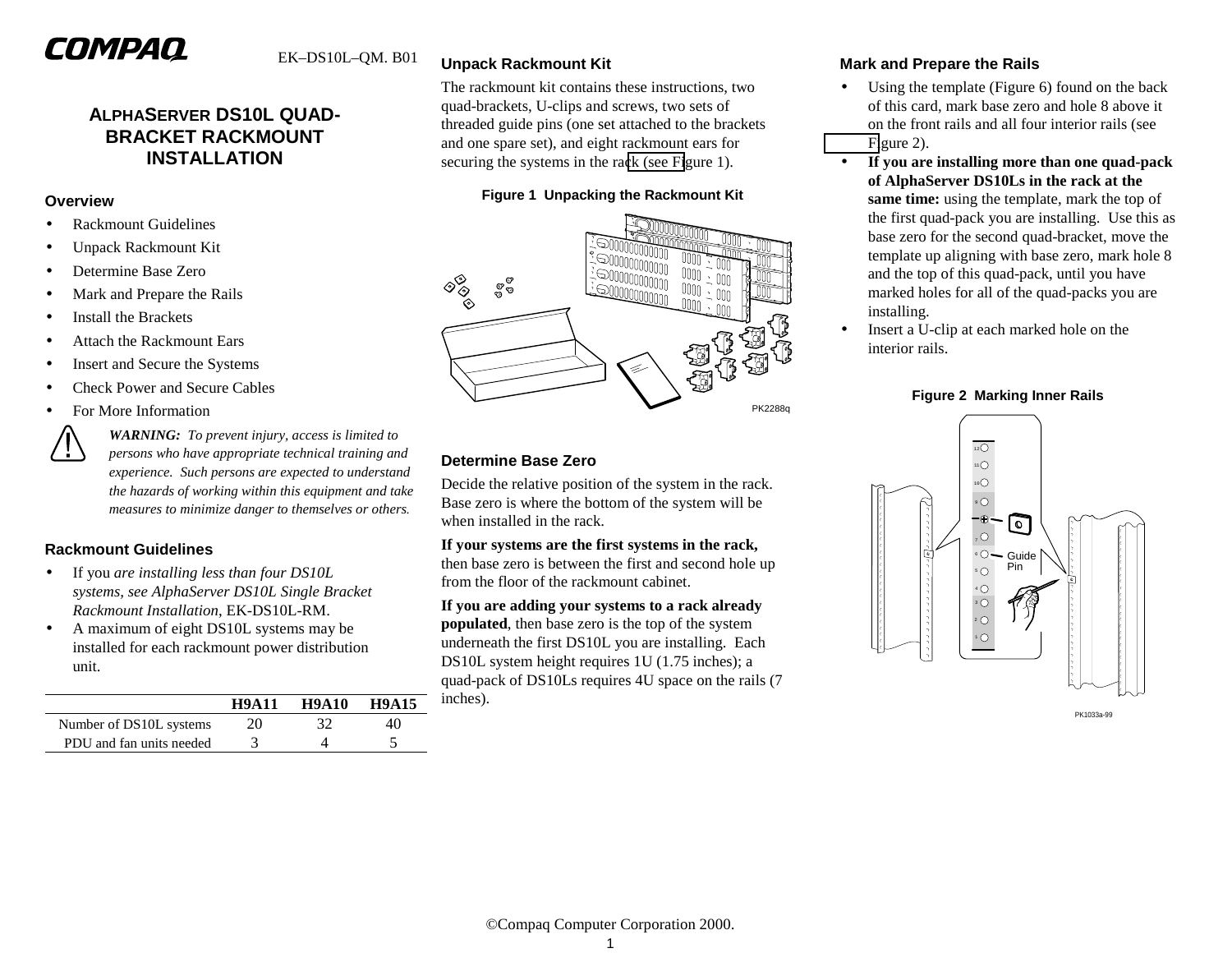COMPAQ

EK–DS10L–QM. B01

# ALPHASERVER DS10L QUAD-BRACKET RACKMOUNT INSTALLATION

## Overview

- Rackmount Guidelines
- Unpack Rackmount Kit
- Determine Base Zero
- Mark and Prepare the Rails
- Install the Brackets
- Attach the Rackmount Ears
- Insert and Secure the Systems
- Check Power and Secure Cables
- For More Information

*WARNING: To prevent injury, access is limited to persons who have appropriate technical training and experience. Such persons are expected to understand the hazards of working within this equipment and take measures to minimize danger to themselves or others.*

## Rackmount Guidelines

- If you *are installing less than four DS10L systems, see AlphaServer DS10L Single Bracket Rackmount Installation*, EK-DS10L-RM.
- A maximum of eight DS10L systems may be installed for each rackmount power distribution unit.

| | H9A11 | H9A10 | H9A15 |
|---|---|---|---|
| Number of DS10L systems | 20 | 32 | 40 |
| PDU and fan units needed | 3 | 4 | 5 |

## Unpack Rackmount Kit

The rackmount kit contains these instructions, two quad-brackets, U-clips and screws, two sets of threaded guide pins (one set attached to the brackets and one spare set), and eight rackmount ears for securing the systems in the rack (see Figure 1).

**Figure 1 Unpacking the Rackmount Kit**

PK2288q

## Determine Base Zero

Decide the relative position of the system in the rack. Base zero is where the bottom of the system will be when installed in the rack.

**If your systems are the first systems in the rack,** then base zero is between the first and second hole up from the floor of the rackmount cabinet.

**If you are adding your systems to a rack already populated**, then base zero is the top of the system underneath the first DS10L you are installing. Each DS10L system height requires 1U (1.75 inches); a quad-pack of DS10Ls requires 4U space on the rails (7 inches).

## Mark and Prepare the Rails

- Using the template (Figure 6) found on the back of this card, mark base zero and hole 8 above it on the front rails and all four interior rails (see Figure 2).
- **If you are installing more than one quad-pack of AlphaServer DS10Ls in the rack at the same time:** using the template, mark the top of the first quad-pack you are installing. Use this as base zero for the second quad-bracket, move the template up aligning with base zero, mark hole 8 and the top of this quad-pack, until you have marked holes for all of the quad-packs you are installing.
- Insert a U-clip at each marked hole on the interior rails.

**Figure 2 Marking Inner Rails**

Guide Pin

PK1033a-99

©Compaq Computer Corporation 2000.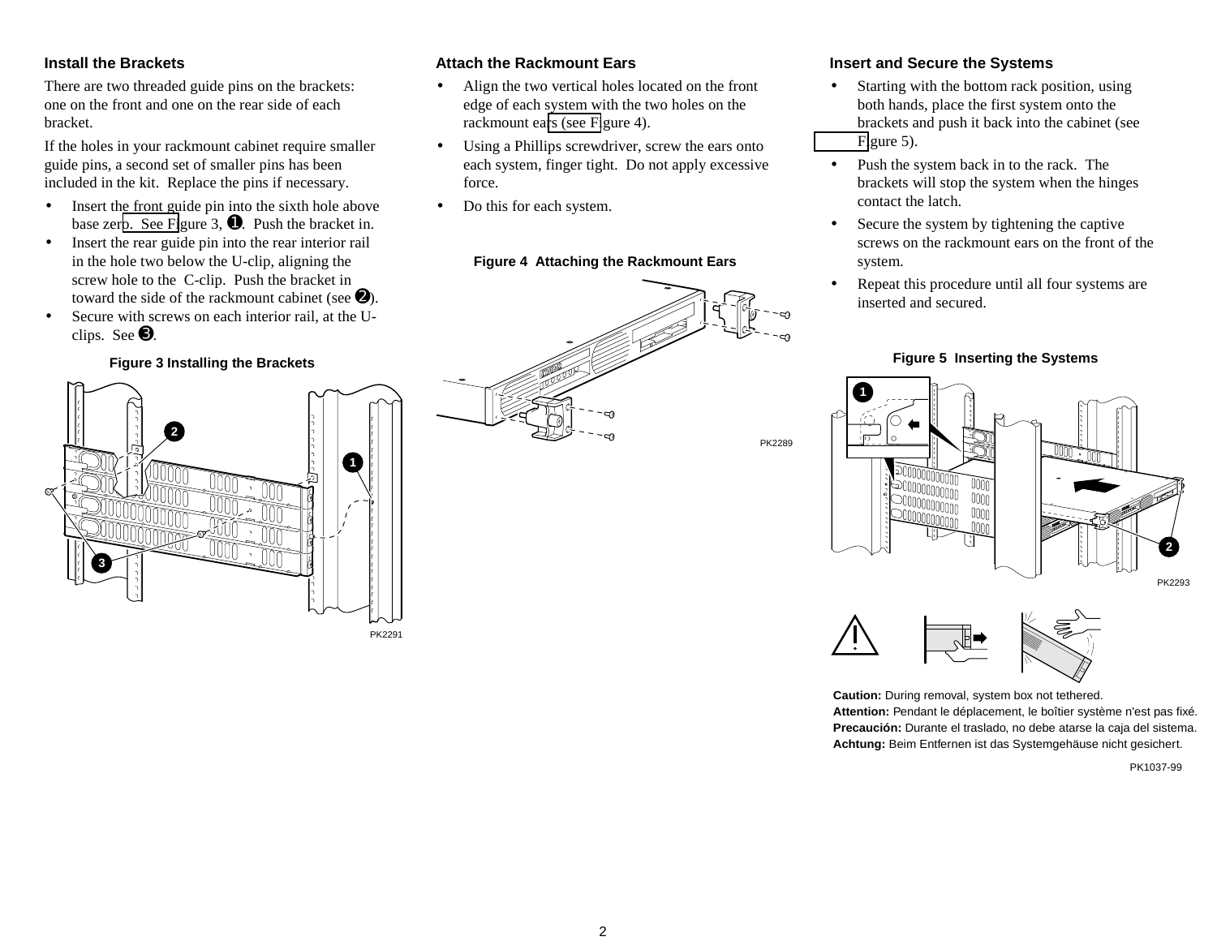### Install the Brackets

There are two threaded guide pins on the brackets: one on the front and one on the rear side of each bracket.

If the holes in your rackmount cabinet require smaller guide pins, a second set of smaller pins has been included in the kit. Replace the pins if necessary.

- Insert the front guide pin into the sixth hole above base zero. See Figure 3, ❶. Push the bracket in.
- Insert the rear guide pin into the rear interior rail in the hole two below the U-clip, aligning the screw hole to the C-clip. Push the bracket in toward the side of the rackmount cabinet (see ❷).
- Secure with screws on each interior rail, at the U-clips. See ❸.

**Figure 3 Installing the Brackets**

PK2291

### Attach the Rackmount Ears

- Align the two vertical holes located on the front edge of each system with the two holes on the rackmount ears (see Figure 4).
- Using a Phillips screwdriver, screw the ears onto each system, finger tight. Do not apply excessive force.
- Do this for each system.

**Figure 4 Attaching the Rackmount Ears**

PK2289

### Insert and Secure the Systems

- Starting with the bottom rack position, using both hands, place the first system onto the brackets and push it back into the cabinet (see Figure 5).
- Push the system back in to the rack. The brackets will stop the system when the hinges contact the latch.
- Secure the system by tightening the captive screws on the rackmount ears on the front of the system.
- Repeat this procedure until all four systems are inserted and secured.

**Figure 5 Inserting the Systems**

PK2293

**Caution:** During removal, system box not tethered.
**Attention:** Pendant le déplacement, le boîtier système n'est pas fixé.
**Precaución:** Durante el traslado, no debe atarse la caja del sistema.
**Achtung:** Beim Entfernen ist das Systemgehäuse nicht gesichert.

PK1037-99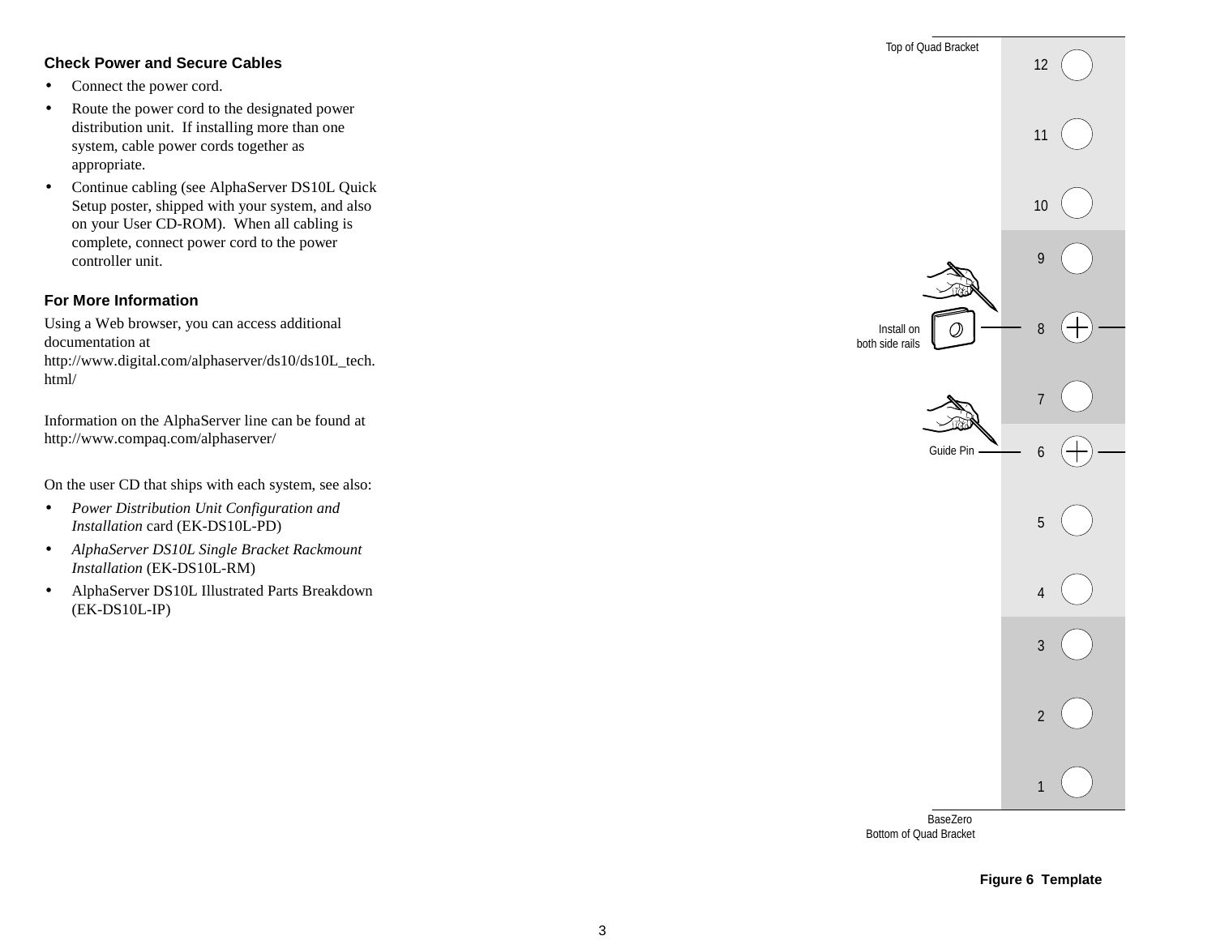### Check Power and Secure Cables

- Connect the power cord.
- Route the power cord to the designated power distribution unit. If installing more than one system, cable power cords together as appropriate.
- Continue cabling (see AlphaServer DS10L Quick Setup poster, shipped with your system, and also on your User CD-ROM). When all cabling is complete, connect power cord to the power controller unit.

### For More Information

Using a Web browser, you can access additional documentation at http://www.digital.com/alphaserver/ds10/ds10L_tech.html/

Information on the AlphaServer line can be found at http://www.compaq.com/alphaserver/

On the user CD that ships with each system, see also:

- *Power Distribution Unit Configuration and Installation* card (EK-DS10L-PD)
- *AlphaServer DS10L Single Bracket Rackmount Installation* (EK-DS10L-RM)
- AlphaServer DS10L Illustrated Parts Breakdown (EK-DS10L-IP)

Top of Quad Bracket

12

11

10

9

Install on both side rails

8

7

Guide Pin

6

5

4

3

2

1

BaseZero

Bottom of Quad Bracket

**Figure 6 Template**